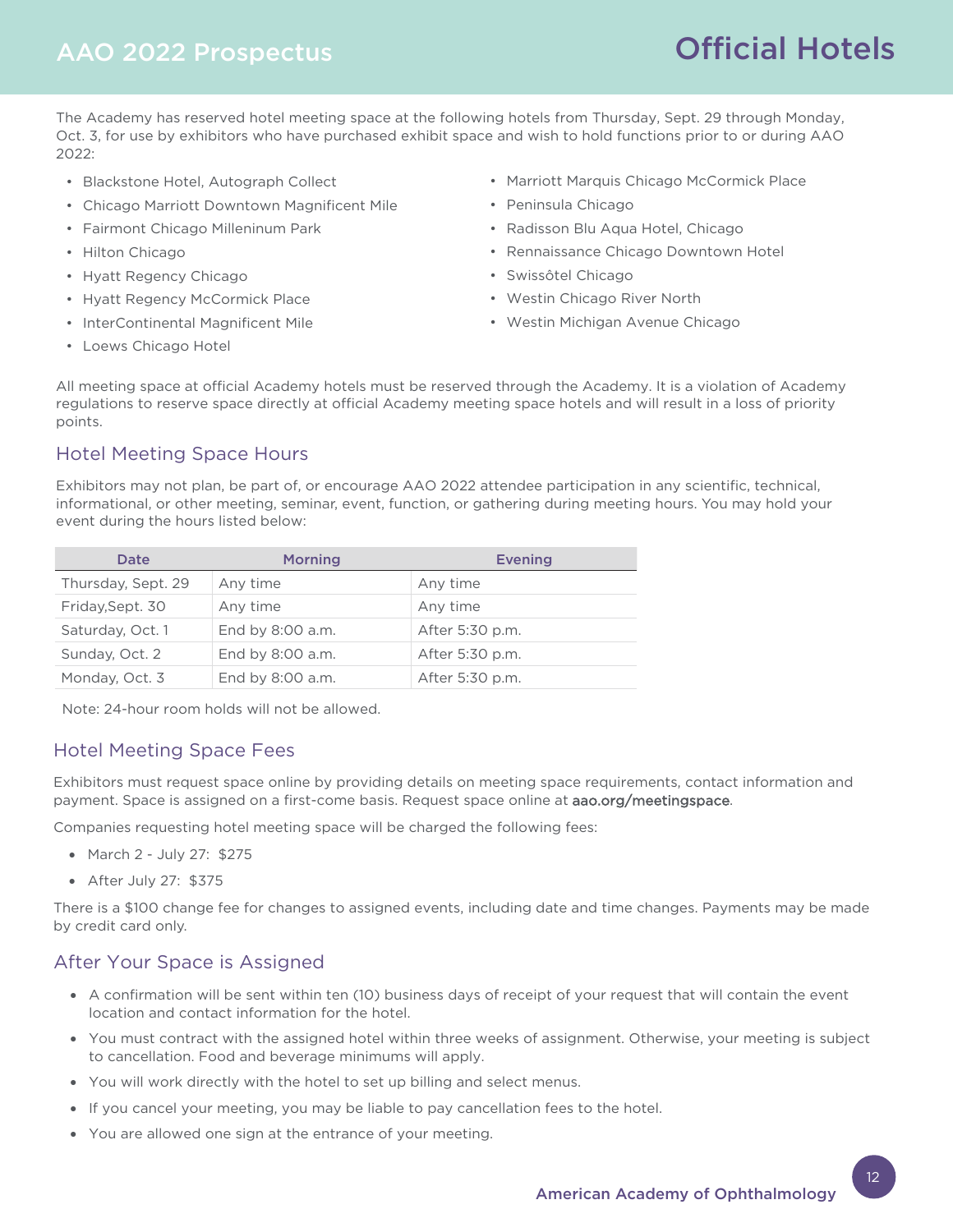# Official Hotels

The Academy has reserved hotel meeting space at the following hotels from Thursday, Sept. 29 through Monday, Oct. 3, for use by exhibitors who have purchased exhibit space and wish to hold functions prior to or during AAO 2022:

- Blackstone Hotel, Autograph Collect
- Chicago Marriott Downtown Magnificent Mile
- Fairmont Chicago Milleninum Park
- Hilton Chicago
- Hyatt Regency Chicago
- Hyatt Regency McCormick Place
- InterContinental Magnificent Mile
- Loews Chicago Hotel
- Marriott Marquis Chicago McCormick Place
- Peninsula Chicago
- Radisson Blu Aqua Hotel, Chicago
- Rennaissance Chicago Downtown Hotel
- Swissôtel Chicago
- Westin Chicago River North
- Westin Michigan Avenue Chicago

All meeting space at official Academy hotels must be reserved through the Academy. It is a violation of Academy regulations to reserve space directly at official Academy meeting space hotels and will result in a loss of priority points.

## Hotel Meeting Space Hours

Exhibitors may not plan, be part of, or encourage AAO 2022 attendee participation in any scientific, technical, informational, or other meeting, seminar, event, function, or gathering during meeting hours. You may hold your event during the hours listed below:

| Date | Morning | Evening |
|---|---|---|
| Thursday, Sept. 29 | Any time | Any time |
| Friday,Sept. 30 | Any time | Any time |
| Saturday, Oct. 1 | End by 8:00 a.m. | After 5:30 p.m. |
| Sunday, Oct. 2 | End by 8:00 a.m. | After 5:30 p.m. |
| Monday, Oct. 3 | End by 8:00 a.m. | After 5:30 p.m. |

Note: 24-hour room holds will not be allowed.

## Hotel Meeting Space Fees

Exhibitors must request space online by providing details on meeting space requirements, contact information and payment. Space is assigned on a first-come basis. Request space online at aao.org/meetingspace.

Companies requesting hotel meeting space will be charged the following fees:

- March 2 - July 27: $275
- After July 27: $375

There is a $100 change fee for changes to assigned events, including date and time changes. Payments may be made by credit card only.

## After Your Space is Assigned

- A confirmation will be sent within ten (10) business days of receipt of your request that will contain the event location and contact information for the hotel.
- You must contract with the assigned hotel within three weeks of assignment. Otherwise, your meeting is subject to cancellation. Food and beverage minimums will apply.
- You will work directly with the hotel to set up billing and select menus.
- If you cancel your meeting, you may be liable to pay cancellation fees to the hotel.
- You are allowed one sign at the entrance of your meeting.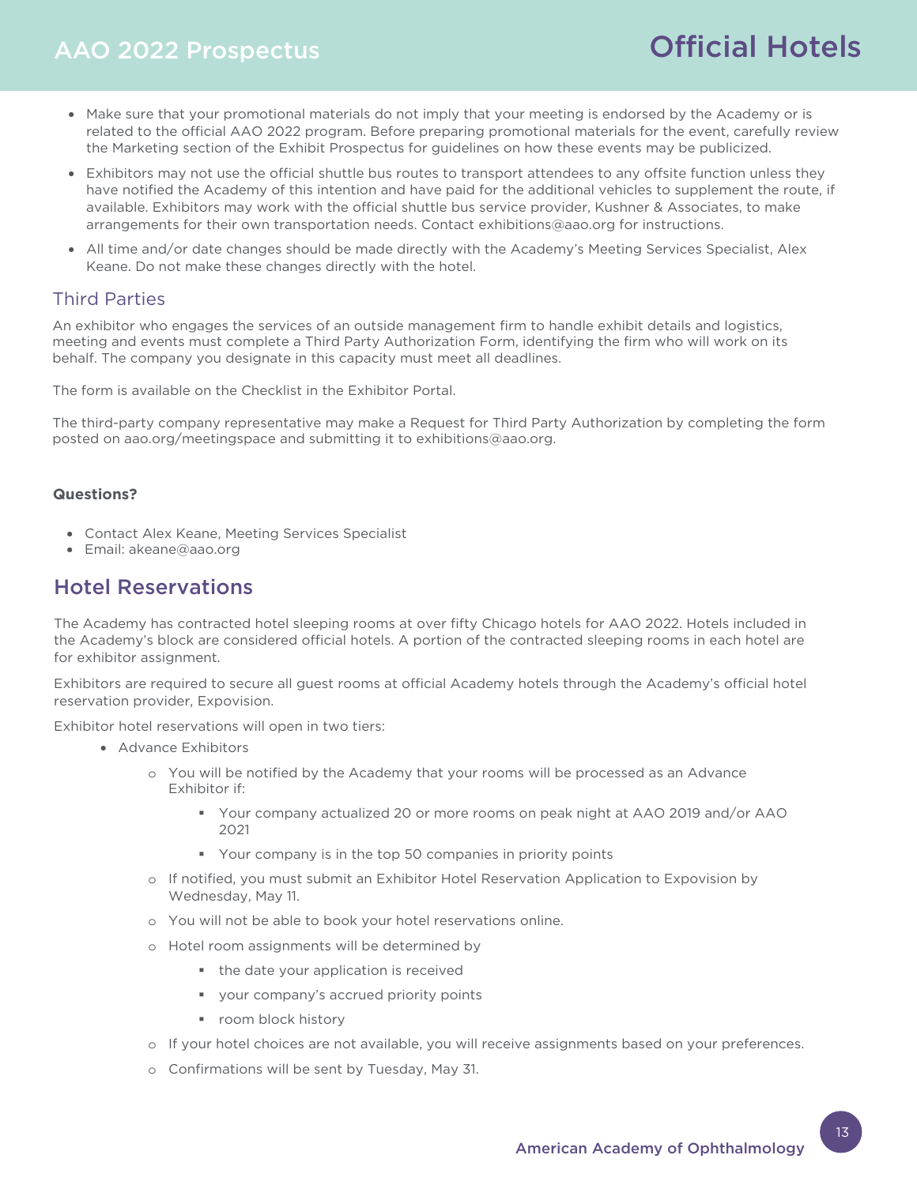- Make sure that your promotional materials do not imply that your meeting is endorsed by the Academy or is related to the official AAO 2022 program. Before preparing promotional materials for the event, carefully review the Marketing section of the Exhibit Prospectus for guidelines on how these events may be publicized.
- Exhibitors may not use the official shuttle bus routes to transport attendees to any offsite function unless they have notified the Academy of this intention and have paid for the additional vehicles to supplement the route, if available. Exhibitors may work with the official shuttle bus service provider, Kushner & Associates, to make arrangements for their own transportation needs. Contact exhibitions@aao.org for instructions.
- All time and/or date changes should be made directly with the Academy's Meeting Services Specialist, Alex Keane. Do not make these changes directly with the hotel.

### Third Parties

An exhibitor who engages the services of an outside management firm to handle exhibit details and logistics, meeting and events must complete a Third Party Authorization Form, identifying the firm who will work on its behalf. The company you designate in this capacity must meet all deadlines.

The form is available on the Checklist in the Exhibitor Portal.

The third-party company representative may make a Request for Third Party Authorization by completing the form posted on aao.org/meetingspace and submitting it to exhibitions@aao.org.

**Questions?**

- Contact Alex Keane, Meeting Services Specialist
- Email: akeane@aao.org

## Hotel Reservations

The Academy has contracted hotel sleeping rooms at over fifty Chicago hotels for AAO 2022. Hotels included in the Academy's block are considered official hotels. A portion of the contracted sleeping rooms in each hotel are for exhibitor assignment.

Exhibitors are required to secure all guest rooms at official Academy hotels through the Academy's official hotel reservation provider, Expovision.

Exhibitor hotel reservations will open in two tiers:

- Advance Exhibitors
  - You will be notified by the Academy that your rooms will be processed as an Advance Exhibitor if:
    - Your company actualized 20 or more rooms on peak night at AAO 2019 and/or AAO 2021
    - Your company is in the top 50 companies in priority points
  - If notified, you must submit an Exhibitor Hotel Reservation Application to Expovision by Wednesday, May 11.
  - You will not be able to book your hotel reservations online.
  - Hotel room assignments will be determined by
    - the date your application is received
    - your company's accrued priority points
    - room block history
  - If your hotel choices are not available, you will receive assignments based on your preferences.
  - Confirmations will be sent by Tuesday, May 31.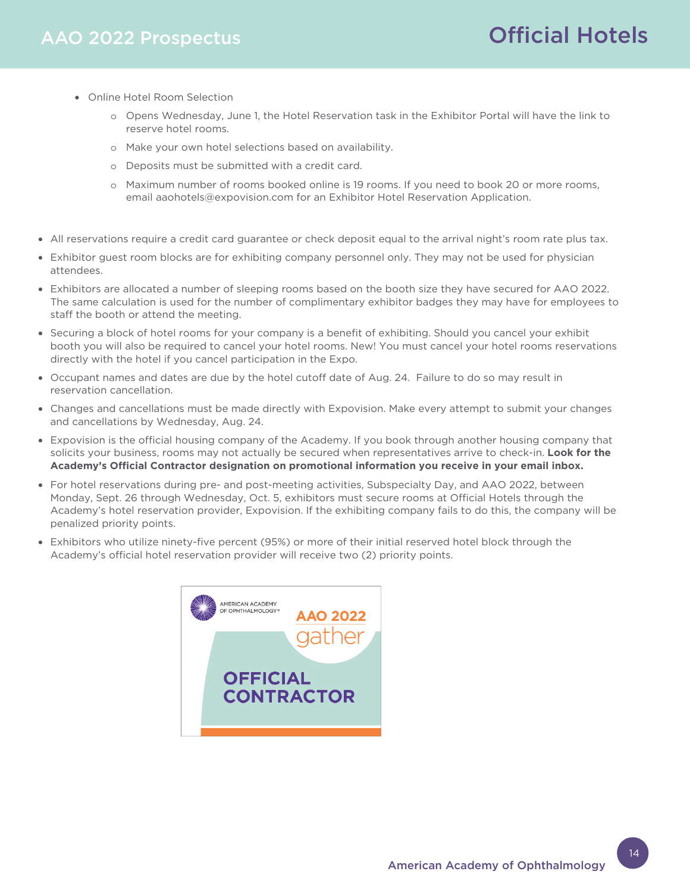- Online Hotel Room Selection
  - Opens Wednesday, June 1, the Hotel Reservation task in the Exhibitor Portal will have the link to reserve hotel rooms.
  - Make your own hotel selections based on availability.
  - Deposits must be submitted with a credit card.
  - Maximum number of rooms booked online is 19 rooms. If you need to book 20 or more rooms, email aaohotels@expovision.com for an Exhibitor Hotel Reservation Application.

- All reservations require a credit card guarantee or check deposit equal to the arrival night's room rate plus tax.
- Exhibitor guest room blocks are for exhibiting company personnel only. They may not be used for physician attendees.
- Exhibitors are allocated a number of sleeping rooms based on the booth size they have secured for AAO 2022. The same calculation is used for the number of complimentary exhibitor badges they may have for employees to staff the booth or attend the meeting.
- Securing a block of hotel rooms for your company is a benefit of exhibiting. Should you cancel your exhibit booth you will also be required to cancel your hotel rooms. New! You must cancel your hotel rooms reservations directly with the hotel if you cancel participation in the Expo.
- Occupant names and dates are due by the hotel cutoff date of Aug. 24. Failure to do so may result in reservation cancellation.
- Changes and cancellations must be made directly with Expovision. Make every attempt to submit your changes and cancellations by Wednesday, Aug. 24.
- Expovision is the official housing company of the Academy. If you book through another housing company that solicits your business, rooms may not actually be secured when representatives arrive to check-in. **Look for the Academy's Official Contractor designation on promotional information you receive in your email inbox.**
- For hotel reservations during pre- and post-meeting activities, Subspecialty Day, and AAO 2022, between Monday, Sept. 26 through Wednesday, Oct. 5, exhibitors must secure rooms at Official Hotels through the Academy's hotel reservation provider, Expovision. If the exhibiting company fails to do this, the company will be penalized priority points.
- Exhibitors who utilize ninety-five percent (95%) or more of their initial reserved hotel block through the Academy's official hotel reservation provider will receive two (2) priority points.

AMERICAN ACADEMY OF OPHTHALMOLOGY®

AAO 2022
gather

OFFICIAL CONTRACTOR